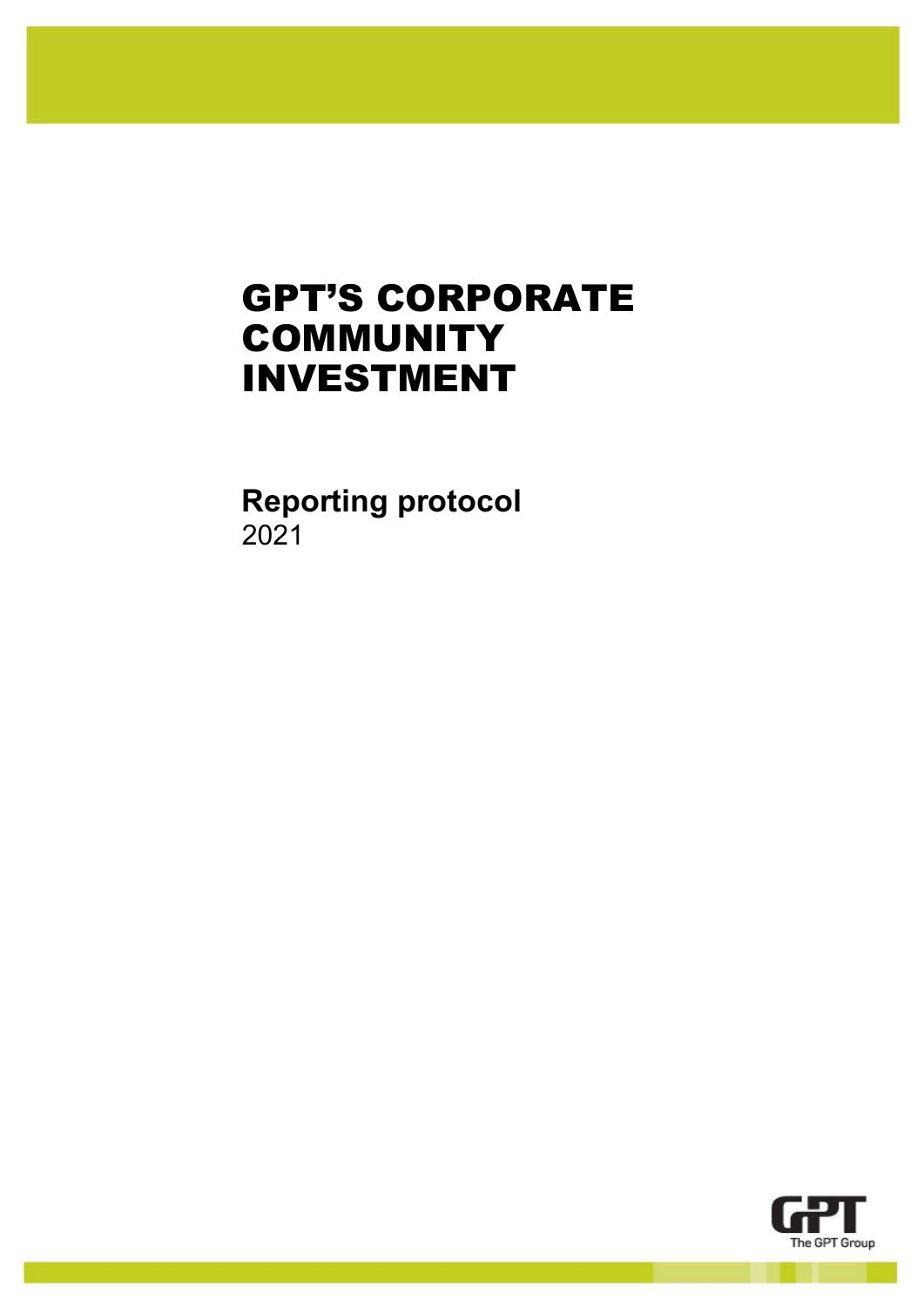# GPT'S CORPORATE COMMUNITY INVESTMENT

**Reporting protocol**
2021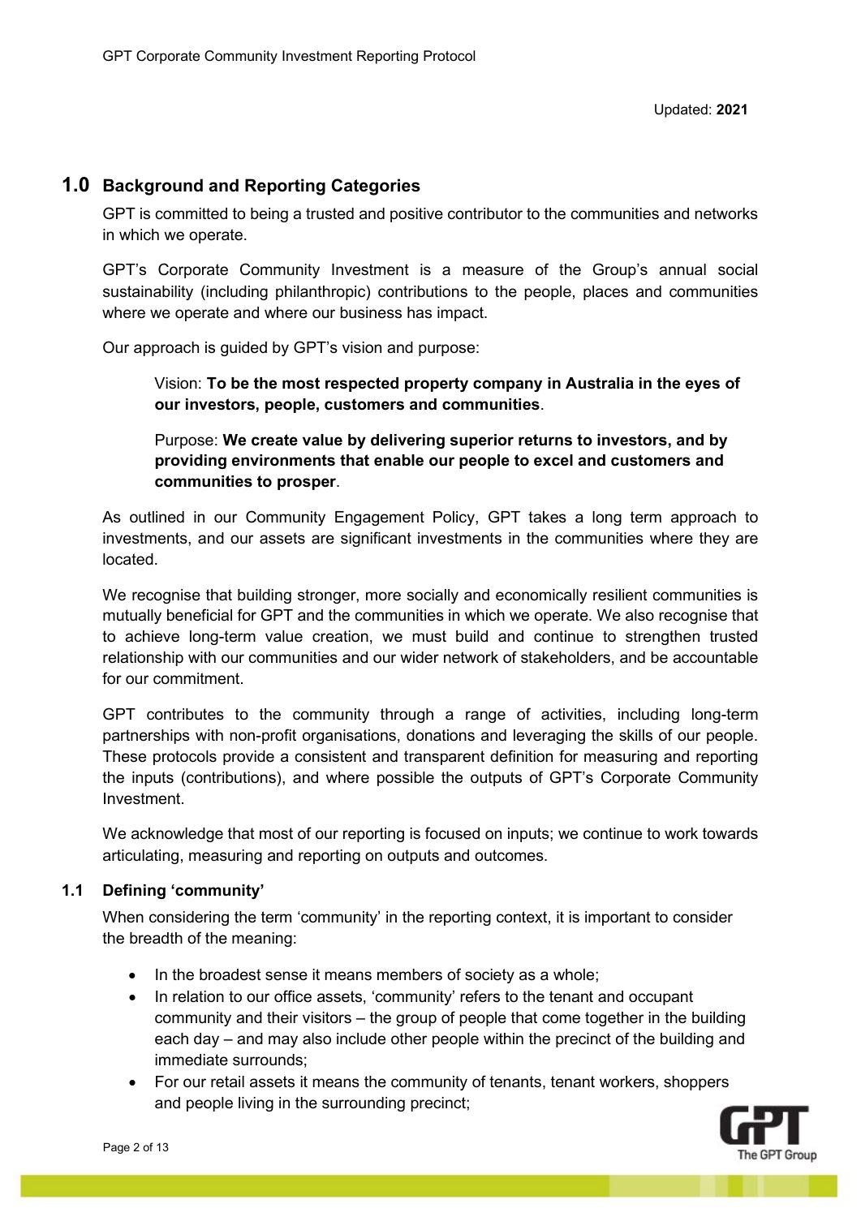Updated: **2021**

## 1.0 Background and Reporting Categories

GPT is committed to being a trusted and positive contributor to the communities and networks in which we operate.

GPT's Corporate Community Investment is a measure of the Group's annual social sustainability (including philanthropic) contributions to the people, places and communities where we operate and where our business has impact.

Our approach is guided by GPT's vision and purpose:

> Vision: **To be the most respected property company in Australia in the eyes of our investors, people, customers and communities**.
>
> Purpose: **We create value by delivering superior returns to investors, and by providing environments that enable our people to excel and customers and communities to prosper**.

As outlined in our Community Engagement Policy, GPT takes a long term approach to investments, and our assets are significant investments in the communities where they are located.

We recognise that building stronger, more socially and economically resilient communities is mutually beneficial for GPT and the communities in which we operate. We also recognise that to achieve long-term value creation, we must build and continue to strengthen trusted relationship with our communities and our wider network of stakeholders, and be accountable for our commitment.

GPT contributes to the community through a range of activities, including long-term partnerships with non-profit organisations, donations and leveraging the skills of our people. These protocols provide a consistent and transparent definition for measuring and reporting the inputs (contributions), and where possible the outputs of GPT's Corporate Community Investment.

We acknowledge that most of our reporting is focused on inputs; we continue to work towards articulating, measuring and reporting on outputs and outcomes.

### 1.1 Defining 'community'

When considering the term 'community' in the reporting context, it is important to consider the breadth of the meaning:

- In the broadest sense it means members of society as a whole;
- In relation to our office assets, 'community' refers to the tenant and occupant community and their visitors – the group of people that come together in the building each day – and may also include other people within the precinct of the building and immediate surrounds;
- For our retail assets it means the community of tenants, tenant workers, shoppers and people living in the surrounding precinct;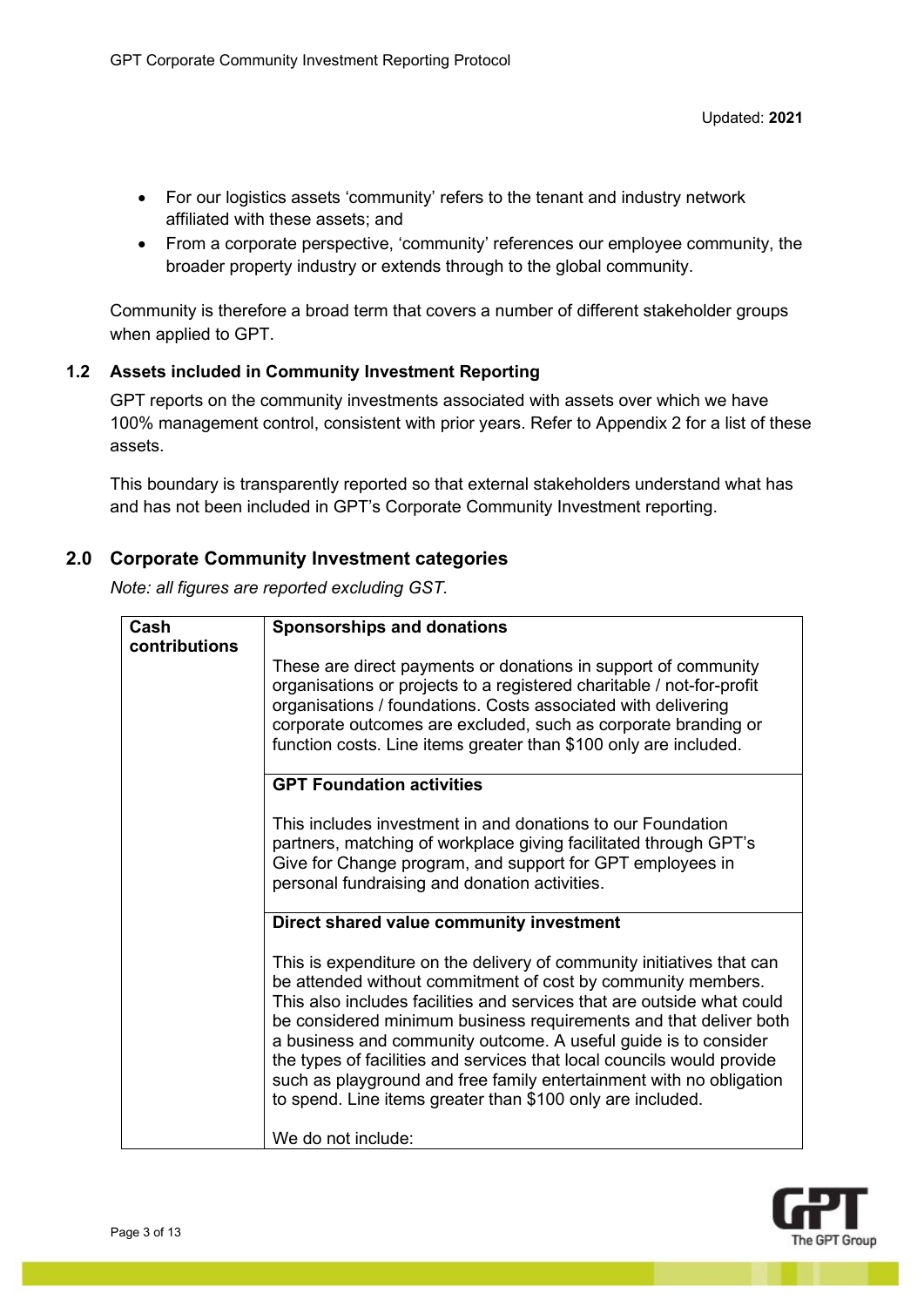- For our logistics assets 'community' refers to the tenant and industry network affiliated with these assets; and
- From a corporate perspective, 'community' references our employee community, the broader property industry or extends through to the global community.

Community is therefore a broad term that covers a number of different stakeholder groups when applied to GPT.

### 1.2 Assets included in Community Investment Reporting

GPT reports on the community investments associated with assets over which we have 100% management control, consistent with prior years. Refer to Appendix 2 for a list of these assets.

This boundary is transparently reported so that external stakeholders understand what has and has not been included in GPT's Corporate Community Investment reporting.

## 2.0 Corporate Community Investment categories

*Note: all figures are reported excluding GST.*

| Cash contributions | **Sponsorships and donations**<br><br>These are direct payments or donations in support of community organisations or projects to a registered charitable / not-for-profit organisations / foundations. Costs associated with delivering corporate outcomes are excluded, such as corporate branding or function costs. Line items greater than $100 only are included. |
|---|---|
| | **GPT Foundation activities**<br><br>This includes investment in and donations to our Foundation partners, matching of workplace giving facilitated through GPT's Give for Change program, and support for GPT employees in personal fundraising and donation activities. |
| | **Direct shared value community investment**<br><br>This is expenditure on the delivery of community initiatives that can be attended without commitment of cost by community members. This also includes facilities and services that are outside what could be considered minimum business requirements and that deliver both a business and community outcome. A useful guide is to consider the types of facilities and services that local councils would provide such as playground and free family entertainment with no obligation to spend. Line items greater than $100 only are included.<br><br>We do not include: |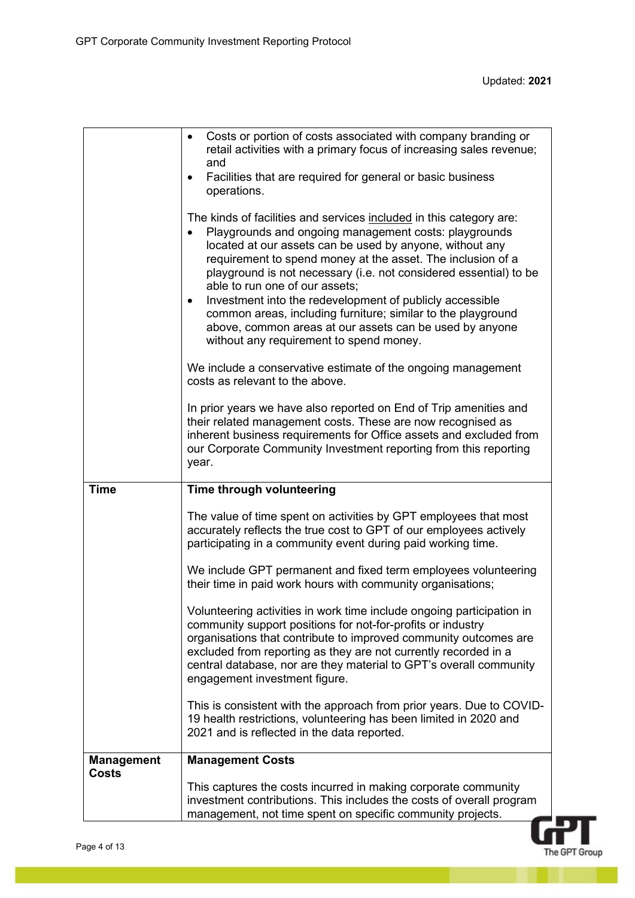| | |
|---|---|
| | • Costs or portion of costs associated with company branding or retail activities with a primary focus of increasing sales revenue; and<br>• Facilities that are required for general or basic business operations.<br><br>The kinds of facilities and services included in this category are:<br>• Playgrounds and ongoing management costs: playgrounds located at our assets can be used by anyone, without any requirement to spend money at the asset. The inclusion of a playground is not necessary (i.e. not considered essential) to be able to run one of our assets;<br>• Investment into the redevelopment of publicly accessible common areas, including furniture; similar to the playground above, common areas at our assets can be used by anyone without any requirement to spend money.<br><br>We include a conservative estimate of the ongoing management costs as relevant to the above.<br><br>In prior years we have also reported on End of Trip amenities and their related management costs. These are now recognised as inherent business requirements for Office assets and excluded from our Corporate Community Investment reporting from this reporting year. |
| **Time** | **Time through volunteering**<br><br>The value of time spent on activities by GPT employees that most accurately reflects the true cost to GPT of our employees actively participating in a community event during paid working time.<br><br>We include GPT permanent and fixed term employees volunteering their time in paid work hours with community organisations;<br><br>Volunteering activities in work time include ongoing participation in community support positions for not-for-profits or industry organisations that contribute to improved community outcomes are excluded from reporting as they are not currently recorded in a central database, nor are they material to GPT's overall community engagement investment figure.<br><br>This is consistent with the approach from prior years. Due to COVID-19 health restrictions, volunteering has been limited in 2020 and 2021 and is reflected in the data reported. |
| **Management Costs** | **Management Costs**<br><br>This captures the costs incurred in making corporate community investment contributions. This includes the costs of overall program management, not time spent on specific community projects. |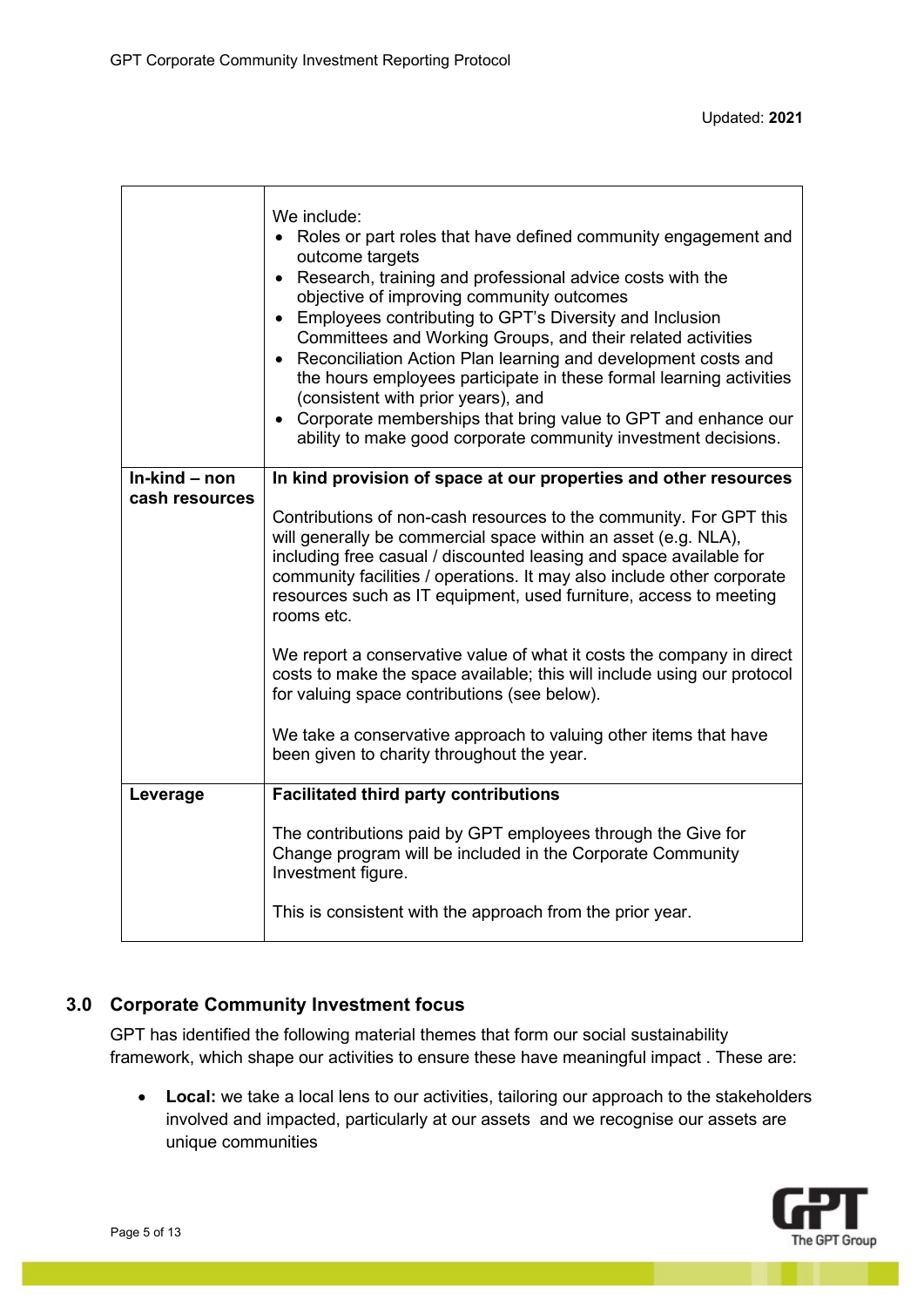| | |
|---|---|
| | We include:<br>• Roles or part roles that have defined community engagement and outcome targets<br>• Research, training and professional advice costs with the objective of improving community outcomes<br>• Employees contributing to GPT's Diversity and Inclusion Committees and Working Groups, and their related activities<br>• Reconciliation Action Plan learning and development costs and the hours employees participate in these formal learning activities (consistent with prior years), and<br>• Corporate memberships that bring value to GPT and enhance our ability to make good corporate community investment decisions. |
| **In-kind – non cash resources** | **In kind provision of space at our properties and other resources**<br><br>Contributions of non-cash resources to the community. For GPT this will generally be commercial space within an asset (e.g. NLA), including free casual / discounted leasing and space available for community facilities / operations. It may also include other corporate resources such as IT equipment, used furniture, access to meeting rooms etc.<br><br>We report a conservative value of what it costs the company in direct costs to make the space available; this will include using our protocol for valuing space contributions (see below).<br><br>We take a conservative approach to valuing other items that have been given to charity throughout the year. |
| **Leverage** | **Facilitated third party contributions**<br><br>The contributions paid by GPT employees through the Give for Change program will be included in the Corporate Community Investment figure.<br><br>This is consistent with the approach from the prior year. |

## 3.0 Corporate Community Investment focus

GPT has identified the following material themes that form our social sustainability framework, which shape our activities to ensure these have meaningful impact . These are:

- **Local:** we take a local lens to our activities, tailoring our approach to the stakeholders involved and impacted, particularly at our assets and we recognise our assets are unique communities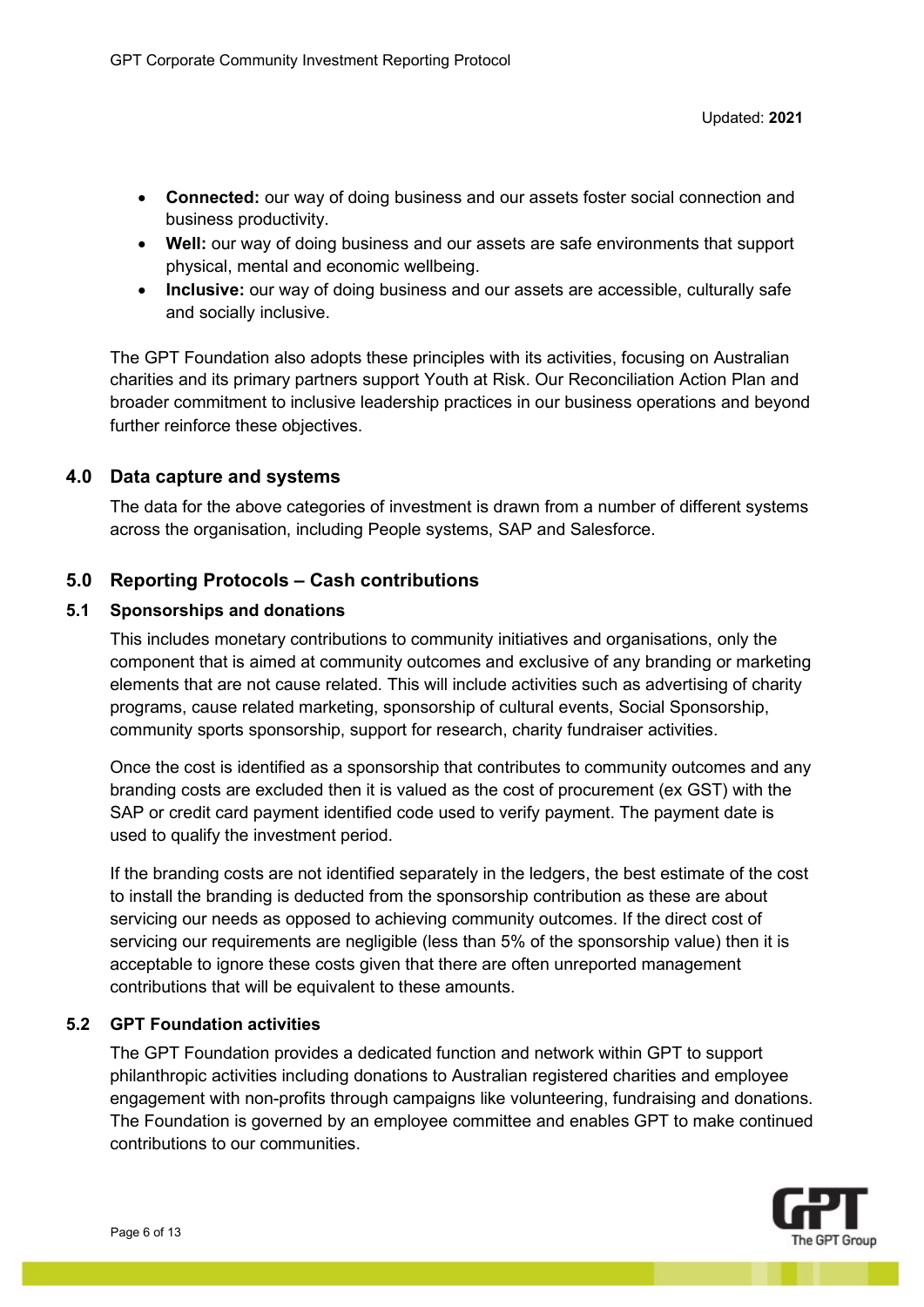- **Connected:** our way of doing business and our assets foster social connection and business productivity.
- **Well:** our way of doing business and our assets are safe environments that support physical, mental and economic wellbeing.
- **Inclusive:** our way of doing business and our assets are accessible, culturally safe and socially inclusive.

The GPT Foundation also adopts these principles with its activities, focusing on Australian charities and its primary partners support Youth at Risk. Our Reconciliation Action Plan and broader commitment to inclusive leadership practices in our business operations and beyond further reinforce these objectives.

## 4.0 Data capture and systems

The data for the above categories of investment is drawn from a number of different systems across the organisation, including People systems, SAP and Salesforce.

## 5.0 Reporting Protocols – Cash contributions

### 5.1 Sponsorships and donations

This includes monetary contributions to community initiatives and organisations, only the component that is aimed at community outcomes and exclusive of any branding or marketing elements that are not cause related. This will include activities such as advertising of charity programs, cause related marketing, sponsorship of cultural events, Social Sponsorship, community sports sponsorship, support for research, charity fundraiser activities.

Once the cost is identified as a sponsorship that contributes to community outcomes and any branding costs are excluded then it is valued as the cost of procurement (ex GST) with the SAP or credit card payment identified code used to verify payment. The payment date is used to qualify the investment period.

If the branding costs are not identified separately in the ledgers, the best estimate of the cost to install the branding is deducted from the sponsorship contribution as these are about servicing our needs as opposed to achieving community outcomes. If the direct cost of servicing our requirements are negligible (less than 5% of the sponsorship value) then it is acceptable to ignore these costs given that there are often unreported management contributions that will be equivalent to these amounts.

### 5.2 GPT Foundation activities

The GPT Foundation provides a dedicated function and network within GPT to support philanthropic activities including donations to Australian registered charities and employee engagement with non-profits through campaigns like volunteering, fundraising and donations. The Foundation is governed by an employee committee and enables GPT to make continued contributions to our communities.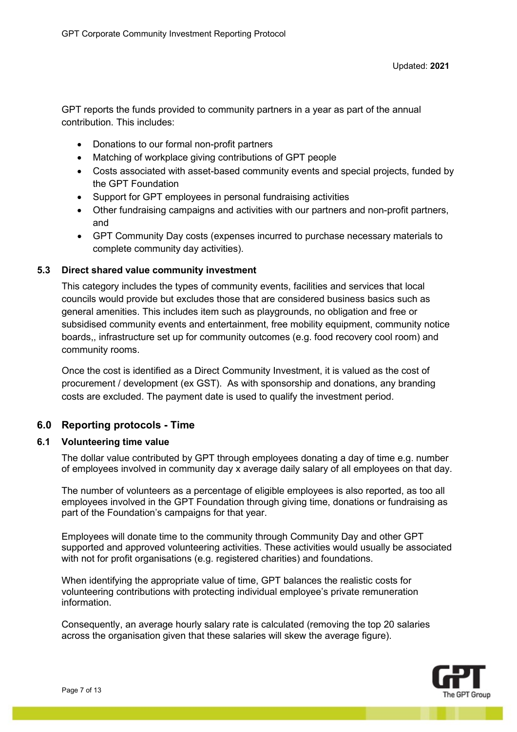GPT reports the funds provided to community partners in a year as part of the annual contribution. This includes:

- Donations to our formal non-profit partners
- Matching of workplace giving contributions of GPT people
- Costs associated with asset-based community events and special projects, funded by the GPT Foundation
- Support for GPT employees in personal fundraising activities
- Other fundraising campaigns and activities with our partners and non-profit partners, and
- GPT Community Day costs (expenses incurred to purchase necessary materials to complete community day activities).

### 5.3 Direct shared value community investment

This category includes the types of community events, facilities and services that local councils would provide but excludes those that are considered business basics such as general amenities. This includes item such as playgrounds, no obligation and free or subsidised community events and entertainment, free mobility equipment, community notice boards,, infrastructure set up for community outcomes (e.g. food recovery cool room) and community rooms.

Once the cost is identified as a Direct Community Investment, it is valued as the cost of procurement / development (ex GST). As with sponsorship and donations, any branding costs are excluded. The payment date is used to qualify the investment period.

## 6.0 Reporting protocols - Time

### 6.1 Volunteering time value

The dollar value contributed by GPT through employees donating a day of time e.g. number of employees involved in community day x average daily salary of all employees on that day.

The number of volunteers as a percentage of eligible employees is also reported, as too all employees involved in the GPT Foundation through giving time, donations or fundraising as part of the Foundation's campaigns for that year.

Employees will donate time to the community through Community Day and other GPT supported and approved volunteering activities. These activities would usually be associated with not for profit organisations (e.g. registered charities) and foundations.

When identifying the appropriate value of time, GPT balances the realistic costs for volunteering contributions with protecting individual employee's private remuneration information.

Consequently, an average hourly salary rate is calculated (removing the top 20 salaries across the organisation given that these salaries will skew the average figure).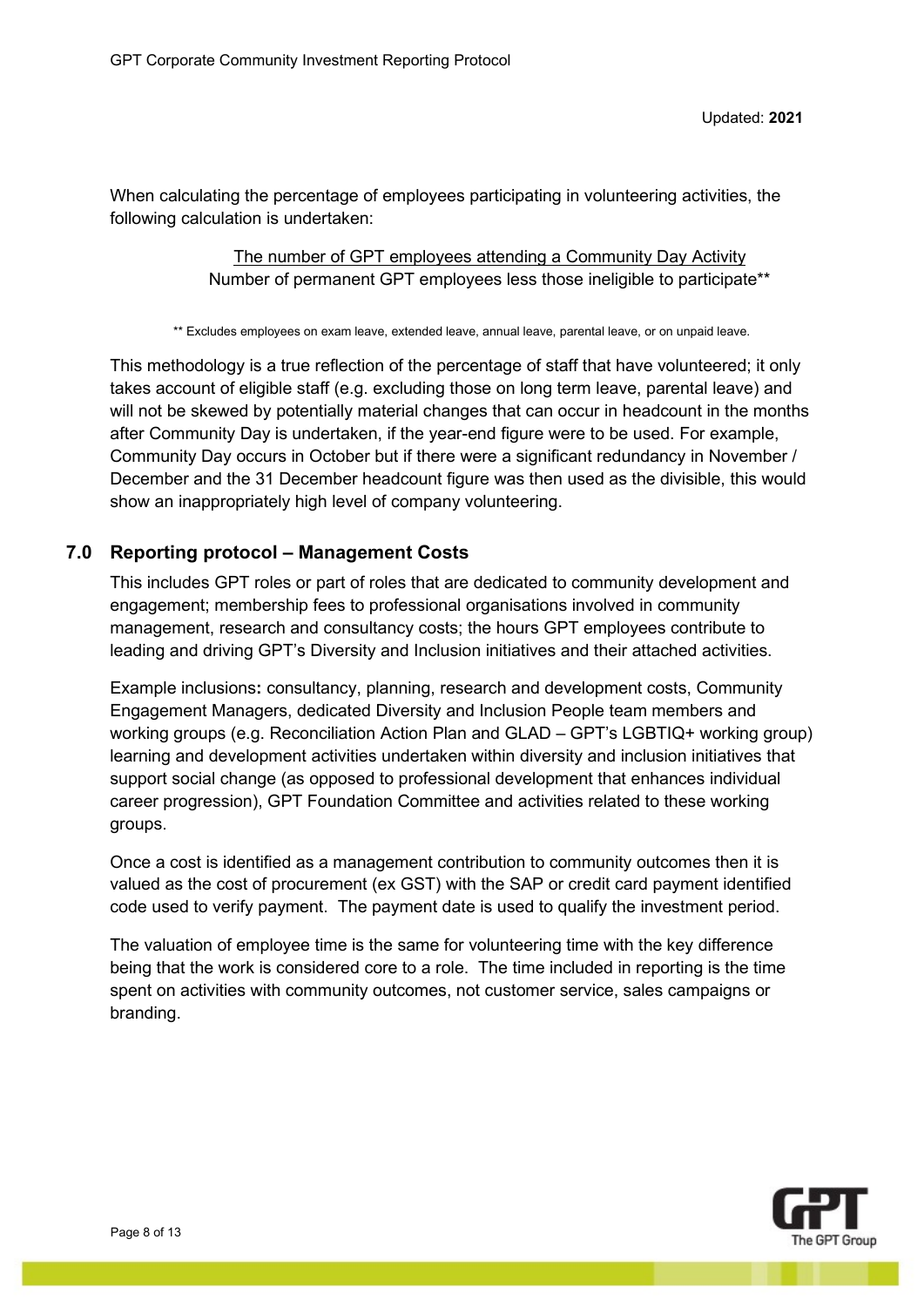When calculating the percentage of employees participating in volunteering activities, the following calculation is undertaken:

$$\frac{\text{The number of GPT employees attending a Community Day Activity}}{\text{Number of permanent GPT employees less those ineligible to participate**}}$$

** Excludes employees on exam leave, extended leave, annual leave, parental leave, or on unpaid leave.

This methodology is a true reflection of the percentage of staff that have volunteered; it only takes account of eligible staff (e.g. excluding those on long term leave, parental leave) and will not be skewed by potentially material changes that can occur in headcount in the months after Community Day is undertaken, if the year-end figure were to be used. For example, Community Day occurs in October but if there were a significant redundancy in November / December and the 31 December headcount figure was then used as the divisible, this would show an inappropriately high level of company volunteering.

## 7.0 Reporting protocol – Management Costs

This includes GPT roles or part of roles that are dedicated to community development and engagement; membership fees to professional organisations involved in community management, research and consultancy costs; the hours GPT employees contribute to leading and driving GPT's Diversity and Inclusion initiatives and their attached activities.

Example inclusions**:** consultancy, planning, research and development costs, Community Engagement Managers, dedicated Diversity and Inclusion People team members and working groups (e.g. Reconciliation Action Plan and GLAD – GPT's LGBTIQ+ working group) learning and development activities undertaken within diversity and inclusion initiatives that support social change (as opposed to professional development that enhances individual career progression), GPT Foundation Committee and activities related to these working groups.

Once a cost is identified as a management contribution to community outcomes then it is valued as the cost of procurement (ex GST) with the SAP or credit card payment identified code used to verify payment. The payment date is used to qualify the investment period.

The valuation of employee time is the same for volunteering time with the key difference being that the work is considered core to a role. The time included in reporting is the time spent on activities with community outcomes, not customer service, sales campaigns or branding.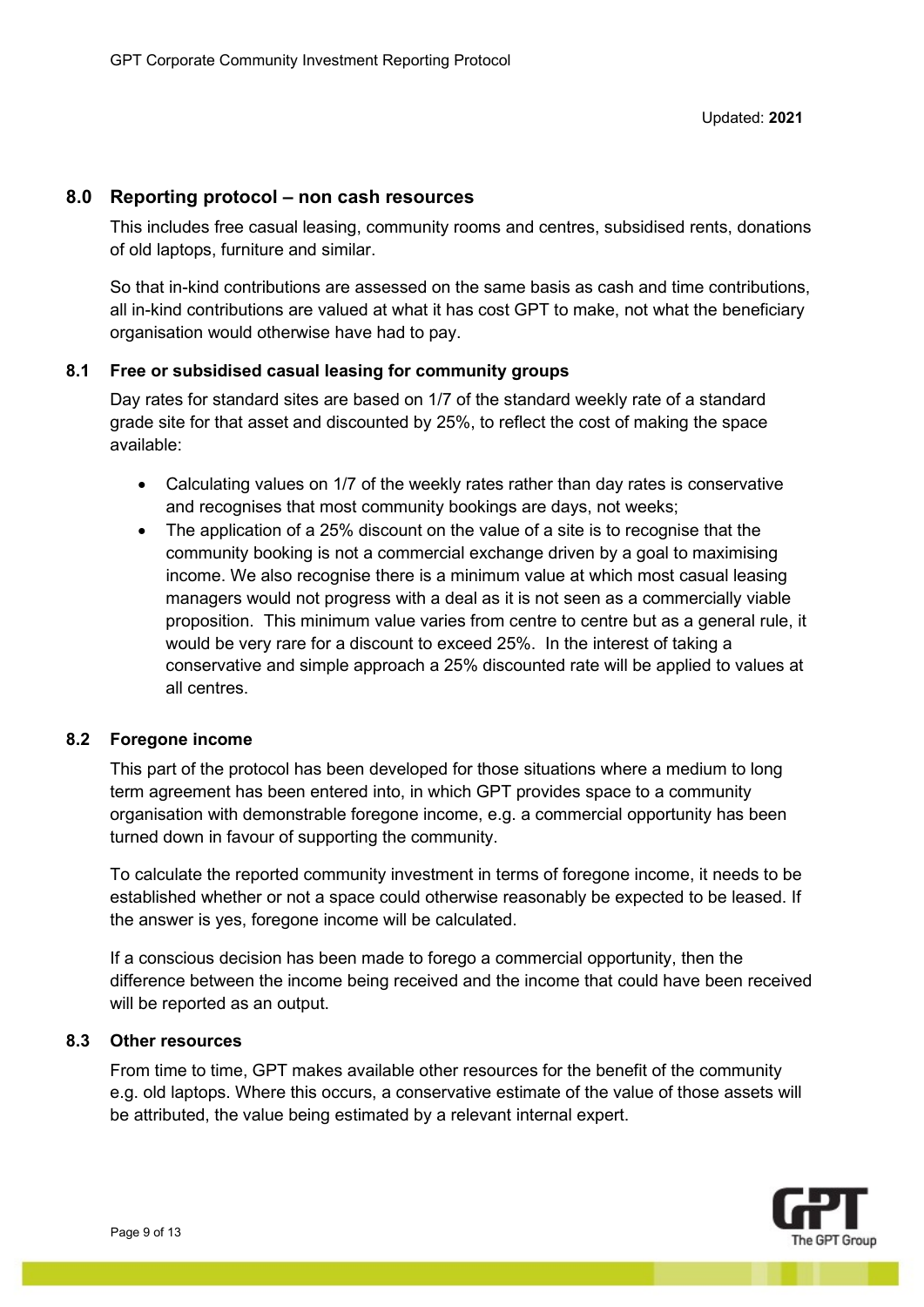## 8.0 Reporting protocol – non cash resources

This includes free casual leasing, community rooms and centres, subsidised rents, donations of old laptops, furniture and similar.

So that in-kind contributions are assessed on the same basis as cash and time contributions, all in-kind contributions are valued at what it has cost GPT to make, not what the beneficiary organisation would otherwise have had to pay.

### 8.1 Free or subsidised casual leasing for community groups

Day rates for standard sites are based on 1/7 of the standard weekly rate of a standard grade site for that asset and discounted by 25%, to reflect the cost of making the space available:

- Calculating values on 1/7 of the weekly rates rather than day rates is conservative and recognises that most community bookings are days, not weeks;
- The application of a 25% discount on the value of a site is to recognise that the community booking is not a commercial exchange driven by a goal to maximising income. We also recognise there is a minimum value at which most casual leasing managers would not progress with a deal as it is not seen as a commercially viable proposition. This minimum value varies from centre to centre but as a general rule, it would be very rare for a discount to exceed 25%. In the interest of taking a conservative and simple approach a 25% discounted rate will be applied to values at all centres.

### 8.2 Foregone income

This part of the protocol has been developed for those situations where a medium to long term agreement has been entered into, in which GPT provides space to a community organisation with demonstrable foregone income, e.g. a commercial opportunity has been turned down in favour of supporting the community.

To calculate the reported community investment in terms of foregone income, it needs to be established whether or not a space could otherwise reasonably be expected to be leased. If the answer is yes, foregone income will be calculated.

If a conscious decision has been made to forego a commercial opportunity, then the difference between the income being received and the income that could have been received will be reported as an output.

### 8.3 Other resources

From time to time, GPT makes available other resources for the benefit of the community e.g. old laptops. Where this occurs, a conservative estimate of the value of those assets will be attributed, the value being estimated by a relevant internal expert.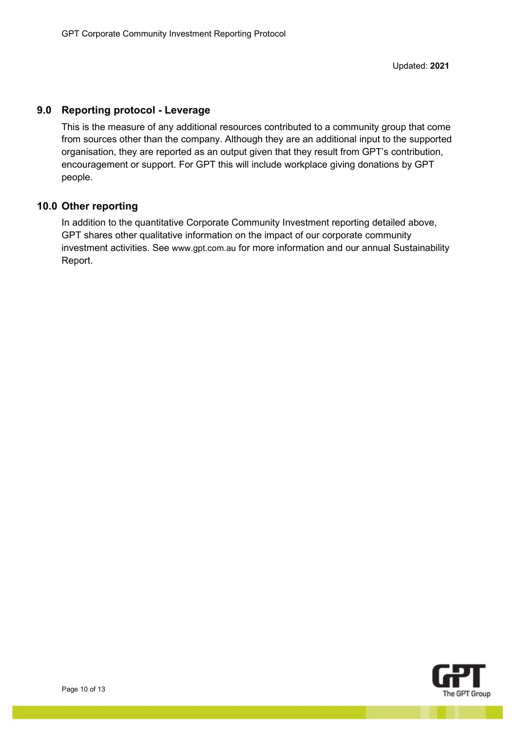## 9.0 Reporting protocol - Leverage

This is the measure of any additional resources contributed to a community group that come from sources other than the company. Although they are an additional input to the supported organisation, they are reported as an output given that they result from GPT's contribution, encouragement or support. For GPT this will include workplace giving donations by GPT people.

## 10.0 Other reporting

In addition to the quantitative Corporate Community Investment reporting detailed above, GPT shares other qualitative information on the impact of our corporate community investment activities. See www.gpt.com.au for more information and our annual Sustainability Report.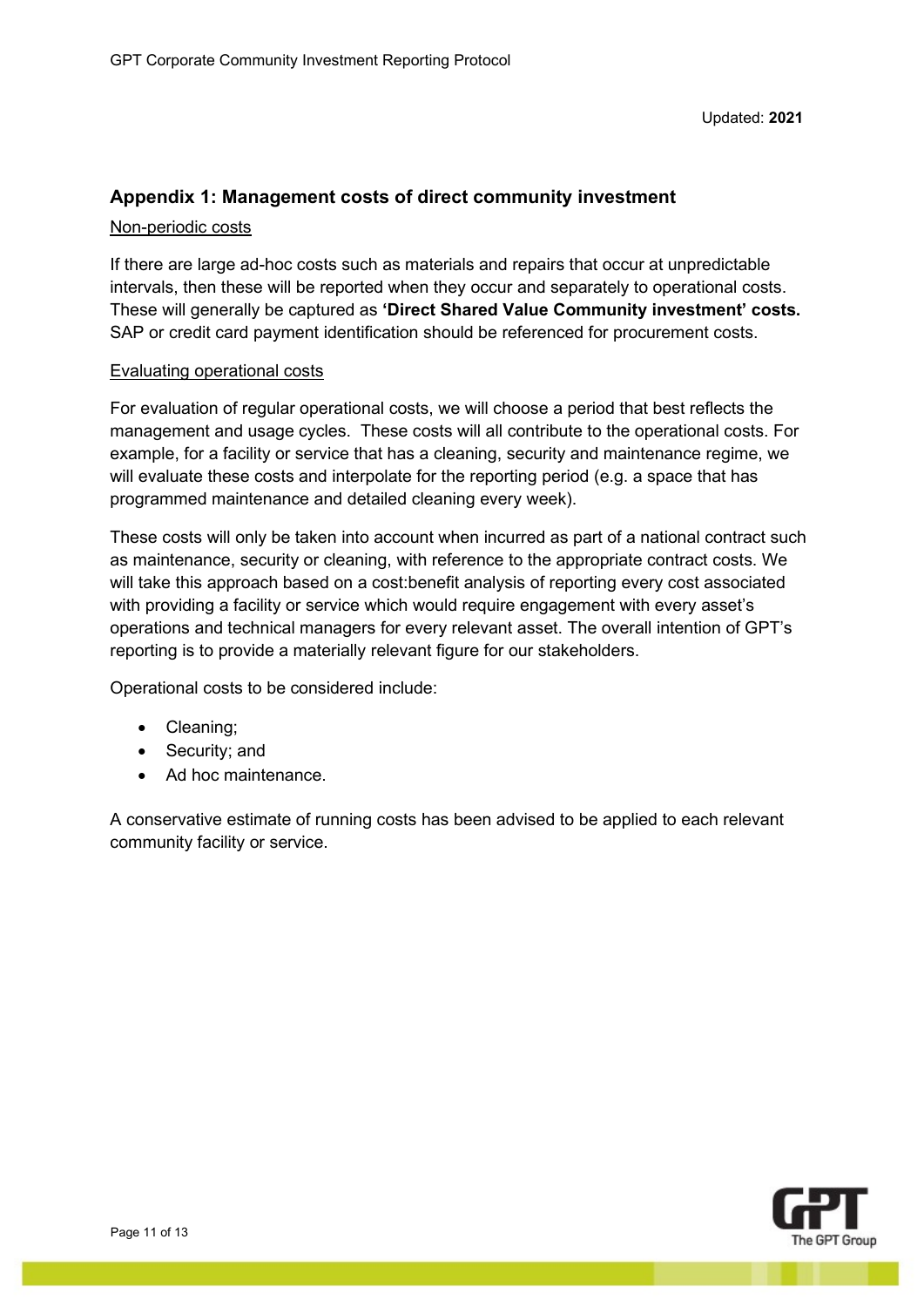## Appendix 1: Management costs of direct community investment

Non-periodic costs

If there are large ad-hoc costs such as materials and repairs that occur at unpredictable intervals, then these will be reported when they occur and separately to operational costs. These will generally be captured as **'Direct Shared Value Community investment' costs.** SAP or credit card payment identification should be referenced for procurement costs.

Evaluating operational costs

For evaluation of regular operational costs, we will choose a period that best reflects the management and usage cycles. These costs will all contribute to the operational costs. For example, for a facility or service that has a cleaning, security and maintenance regime, we will evaluate these costs and interpolate for the reporting period (e.g. a space that has programmed maintenance and detailed cleaning every week).

These costs will only be taken into account when incurred as part of a national contract such as maintenance, security or cleaning, with reference to the appropriate contract costs. We will take this approach based on a cost:benefit analysis of reporting every cost associated with providing a facility or service which would require engagement with every asset's operations and technical managers for every relevant asset. The overall intention of GPT's reporting is to provide a materially relevant figure for our stakeholders.

Operational costs to be considered include:

- Cleaning;
- Security; and
- Ad hoc maintenance.

A conservative estimate of running costs has been advised to be applied to each relevant community facility or service.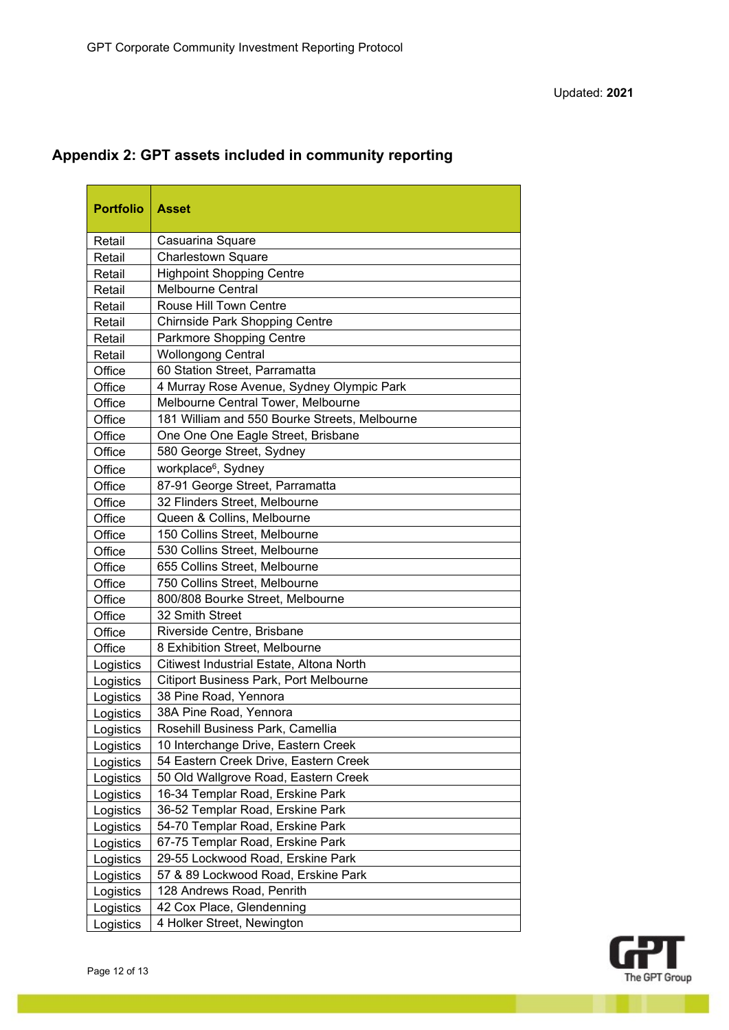Updated: **2021**

## Appendix 2: GPT assets included in community reporting

| Portfolio | Asset |
|---|---|
| Retail | Casuarina Square |
| Retail | Charlestown Square |
| Retail | Highpoint Shopping Centre |
| Retail | Melbourne Central |
| Retail | Rouse Hill Town Centre |
| Retail | Chirnside Park Shopping Centre |
| Retail | Parkmore Shopping Centre |
| Retail | Wollongong Central |
| Office | 60 Station Street, Parramatta |
| Office | 4 Murray Rose Avenue, Sydney Olympic Park |
| Office | Melbourne Central Tower, Melbourne |
| Office | 181 William and 550 Bourke Streets, Melbourne |
| Office | One One One Eagle Street, Brisbane |
| Office | 580 George Street, Sydney |
| Office | workplace[6], Sydney |
| Office | 87-91 George Street, Parramatta |
| Office | 32 Flinders Street, Melbourne |
| Office | Queen & Collins, Melbourne |
| Office | 150 Collins Street, Melbourne |
| Office | 530 Collins Street, Melbourne |
| Office | 655 Collins Street, Melbourne |
| Office | 750 Collins Street, Melbourne |
| Office | 800/808 Bourke Street, Melbourne |
| Office | 32 Smith Street |
| Office | Riverside Centre, Brisbane |
| Office | 8 Exhibition Street, Melbourne |
| Logistics | Citiwest Industrial Estate, Altona North |
| Logistics | Citiport Business Park, Port Melbourne |
| Logistics | 38 Pine Road, Yennora |
| Logistics | 38A Pine Road, Yennora |
| Logistics | Rosehill Business Park, Camellia |
| Logistics | 10 Interchange Drive, Eastern Creek |
| Logistics | 54 Eastern Creek Drive, Eastern Creek |
| Logistics | 50 Old Wallgrove Road, Eastern Creek |
| Logistics | 16-34 Templar Road, Erskine Park |
| Logistics | 36-52 Templar Road, Erskine Park |
| Logistics | 54-70 Templar Road, Erskine Park |
| Logistics | 67-75 Templar Road, Erskine Park |
| Logistics | 29-55 Lockwood Road, Erskine Park |
| Logistics | 57 & 89 Lockwood Road, Erskine Park |
| Logistics | 128 Andrews Road, Penrith |
| Logistics | 42 Cox Place, Glendenning |
| Logistics | 4 Holker Street, Newington |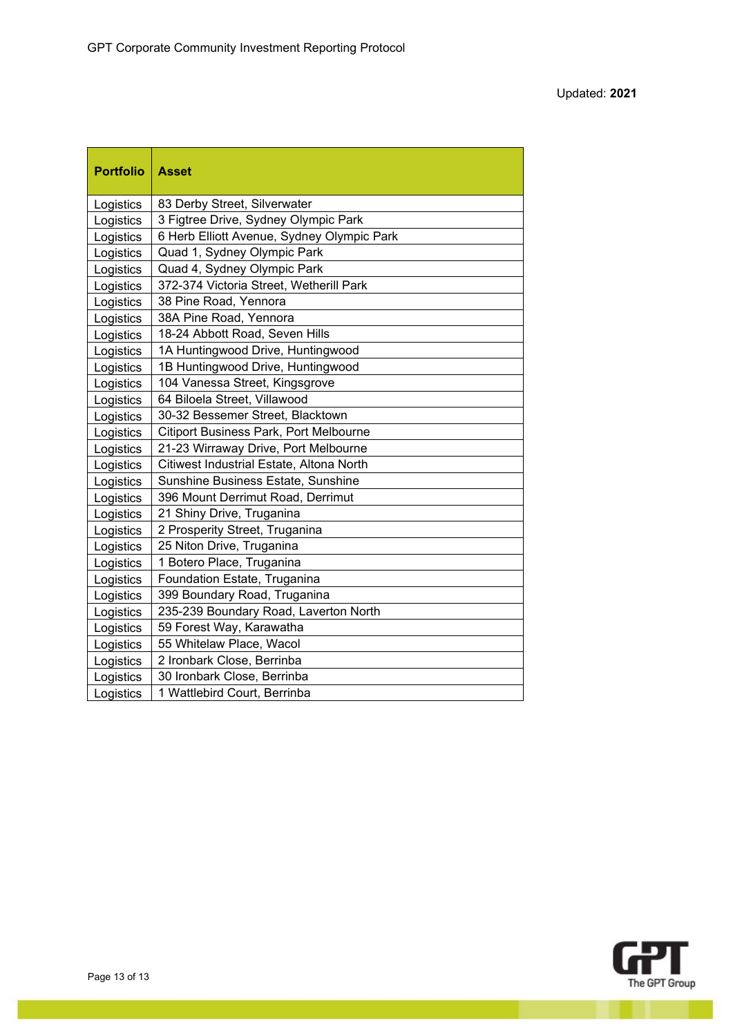Updated: **2021**

| Portfolio | Asset |
|---|---|
| Logistics | 83 Derby Street, Silverwater |
| Logistics | 3 Figtree Drive, Sydney Olympic Park |
| Logistics | 6 Herb Elliott Avenue, Sydney Olympic Park |
| Logistics | Quad 1, Sydney Olympic Park |
| Logistics | Quad 4, Sydney Olympic Park |
| Logistics | 372-374 Victoria Street, Wetherill Park |
| Logistics | 38 Pine Road, Yennora |
| Logistics | 38A Pine Road, Yennora |
| Logistics | 18-24 Abbott Road, Seven Hills |
| Logistics | 1A Huntingwood Drive, Huntingwood |
| Logistics | 1B Huntingwood Drive, Huntingwood |
| Logistics | 104 Vanessa Street, Kingsgrove |
| Logistics | 64 Biloela Street, Villawood |
| Logistics | 30-32 Bessemer Street, Blacktown |
| Logistics | Citiport Business Park, Port Melbourne |
| Logistics | 21-23 Wirraway Drive, Port Melbourne |
| Logistics | Citiwest Industrial Estate, Altona North |
| Logistics | Sunshine Business Estate, Sunshine |
| Logistics | 396 Mount Derrimut Road, Derrimut |
| Logistics | 21 Shiny Drive, Truganina |
| Logistics | 2 Prosperity Street, Truganina |
| Logistics | 25 Niton Drive, Truganina |
| Logistics | 1 Botero Place, Truganina |
| Logistics | Foundation Estate, Truganina |
| Logistics | 399 Boundary Road, Truganina |
| Logistics | 235-239 Boundary Road, Laverton North |
| Logistics | 59 Forest Way, Karawatha |
| Logistics | 55 Whitelaw Place, Wacol |
| Logistics | 2 Ironbark Close, Berrinba |
| Logistics | 30 Ironbark Close, Berrinba |
| Logistics | 1 Wattlebird Court, Berrinba |